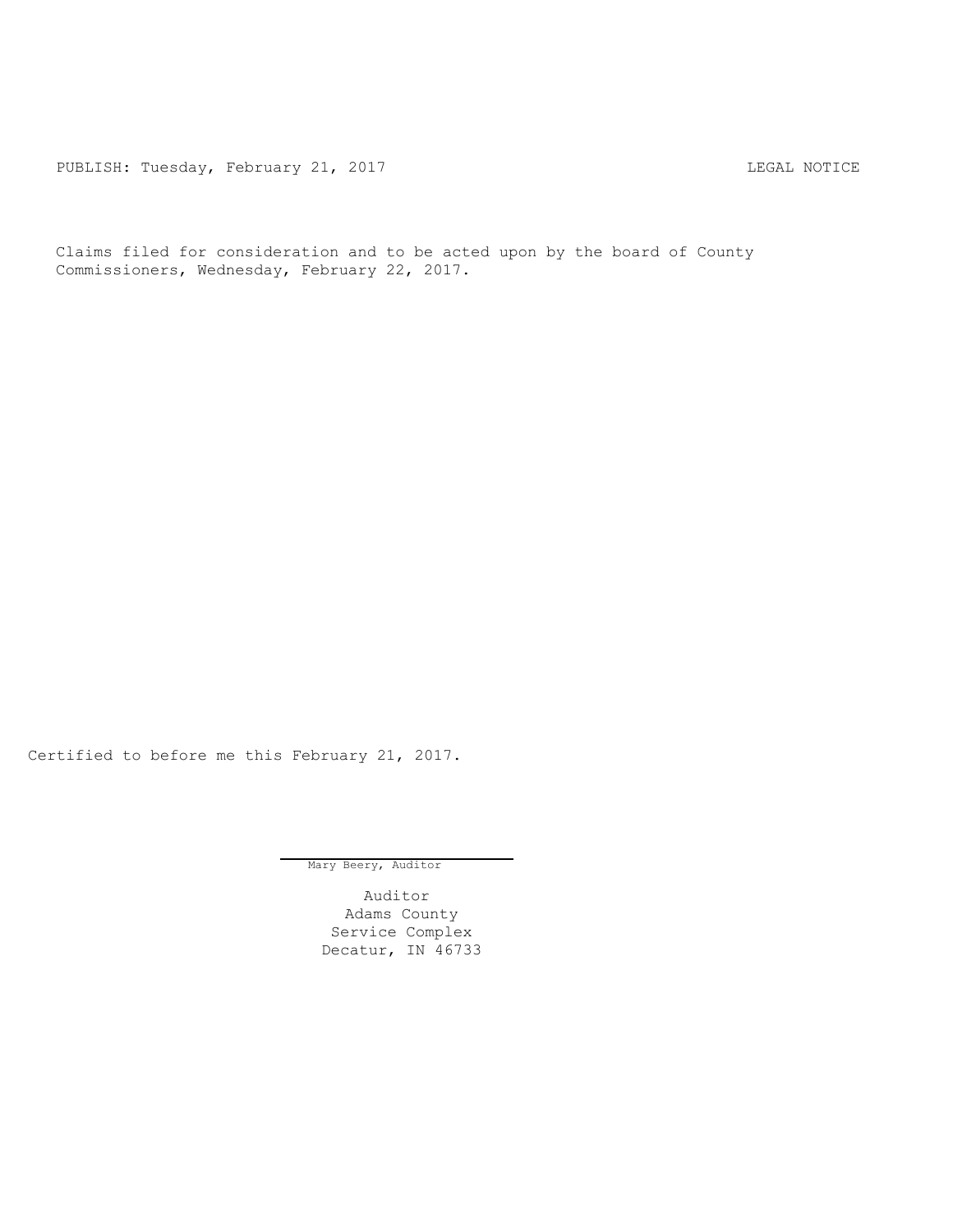PUBLISH: Tuesday, February 21, 2017 LEGAL NOTICE

Claims filed for consideration and to be acted upon by the board of County Commissioners, Wednesday, February 22, 2017.

Certified to before me this February 21, 2017.

Mary Beery, Auditor

Auditor
Adams County
Service Complex
Decatur, IN 46733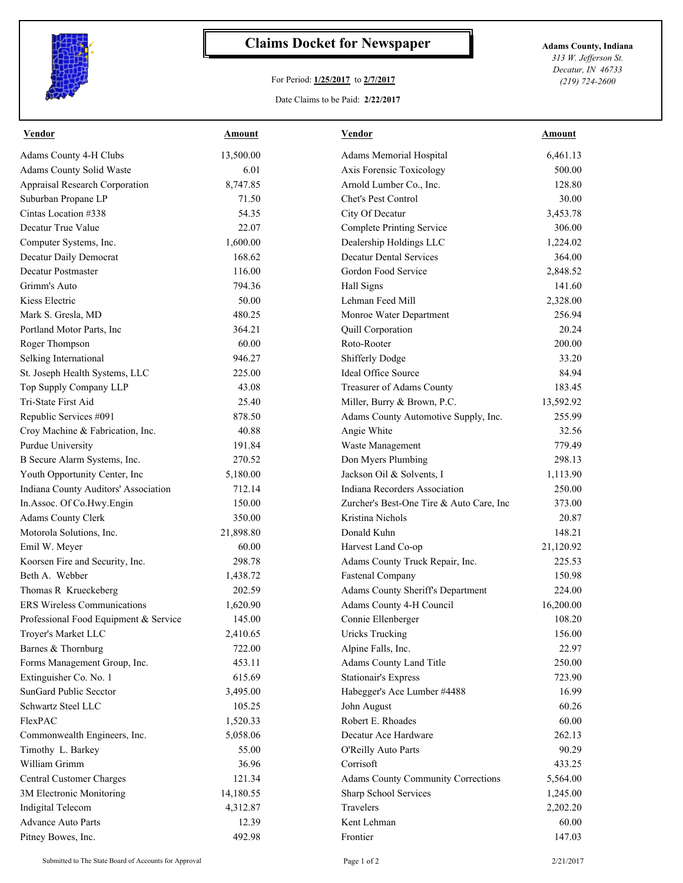# Claims Docket for Newspaper

For Period: **1/25/2017** to **2/7/2017**

Date Claims to be Paid: **2/22/2017**

**Adams County, Indiana**
*313 W. Jefferson St.*
*Decatur, IN 46733*
*(219) 724-2600*

| Vendor | Amount | Vendor | Amount |
|---|---|---|---|
| Adams County 4-H Clubs | 13,500.00 | Adams Memorial Hospital | 6,461.13 |
| Adams County Solid Waste | 6.01 | Axis Forensic Toxicology | 500.00 |
| Appraisal Research Corporation | 8,747.85 | Arnold Lumber Co., Inc. | 128.80 |
| Suburban Propane LP | 71.50 | Chet's Pest Control | 30.00 |
| Cintas Location #338 | 54.35 | City Of Decatur | 3,453.78 |
| Decatur True Value | 22.07 | Complete Printing Service | 306.00 |
| Computer Systems, Inc. | 1,600.00 | Dealership Holdings LLC | 1,224.02 |
| Decatur Daily Democrat | 168.62 | Decatur Dental Services | 364.00 |
| Decatur Postmaster | 116.00 | Gordon Food Service | 2,848.52 |
| Grimm's Auto | 794.36 | Hall Signs | 141.60 |
| Kiess Electric | 50.00 | Lehman Feed Mill | 2,328.00 |
| Mark S. Gresla, MD | 480.25 | Monroe Water Department | 256.94 |
| Portland Motor Parts, Inc | 364.21 | Quill Corporation | 20.24 |
| Roger Thompson | 60.00 | Roto-Rooter | 200.00 |
| Selking International | 946.27 | Shifferly Dodge | 33.20 |
| St. Joseph Health Systems, LLC | 225.00 | Ideal Office Source | 84.94 |
| Top Supply Company LLP | 43.08 | Treasurer of Adams County | 183.45 |
| Tri-State First Aid | 25.40 | Miller, Burry & Brown, P.C. | 13,592.92 |
| Republic Services #091 | 878.50 | Adams County Automotive Supply, Inc. | 255.99 |
| Croy Machine & Fabrication, Inc. | 40.88 | Angie White | 32.56 |
| Purdue University | 191.84 | Waste Management | 779.49 |
| B Secure Alarm Systems, Inc. | 270.52 | Don Myers Plumbing | 298.13 |
| Youth Opportunity Center, Inc | 5,180.00 | Jackson Oil & Solvents, I | 1,113.90 |
| Indiana County Auditors' Association | 712.14 | Indiana Recorders Association | 250.00 |
| In.Assoc. Of Co.Hwy.Engin | 150.00 | Zurcher's Best-One Tire & Auto Care, Inc | 373.00 |
| Adams County Clerk | 350.00 | Kristina Nichols | 20.87 |
| Motorola Solutions, Inc. | 21,898.80 | Donald Kuhn | 148.21 |
| Emil W. Meyer | 60.00 | Harvest Land Co-op | 21,120.92 |
| Koorsen Fire and Security, Inc. | 298.78 | Adams County Truck Repair, Inc. | 225.53 |
| Beth A. Webber | 1,438.72 | Fastenal Company | 150.98 |
| Thomas R Krueckeberg | 202.59 | Adams County Sheriff's Department | 224.00 |
| ERS Wireless Communications | 1,620.90 | Adams County 4-H Council | 16,200.00 |
| Professional Food Equipment & Service | 145.00 | Connie Ellenberger | 108.20 |
| Troyer's Market LLC | 2,410.65 | Uricks Trucking | 156.00 |
| Barnes & Thornburg | 722.00 | Alpine Falls, Inc. | 22.97 |
| Forms Management Group, Inc. | 453.11 | Adams County Land Title | 250.00 |
| Extinguisher Co. No. 1 | 615.69 | Stationair's Express | 723.90 |
| SunGard Public Secctor | 3,495.00 | Habegger's Ace Lumber #4488 | 16.99 |
| Schwartz Steel LLC | 105.25 | John August | 60.26 |
| FlexPAC | 1,520.33 | Robert E. Rhoades | 60.00 |
| Commonwealth Engineers, Inc. | 5,058.06 | Decatur Ace Hardware | 262.13 |
| Timothy L. Barkey | 55.00 | O'Reilly Auto Parts | 90.29 |
| William Grimm | 36.96 | Corrisoft | 433.25 |
| Central Customer Charges | 121.34 | Adams County Community Corrections | 5,564.00 |
| 3M Electronic Monitoring | 14,180.55 | Sharp School Services | 1,245.00 |
| Indigital Telecom | 4,312.87 | Travelers | 2,202.20 |
| Advance Auto Parts | 12.39 | Kent Lehman | 60.00 |
| Pitney Bowes, Inc. | 492.98 | Frontier | 147.03 |

Submitted to The State Board of Accounts for Approval — 2/21/2017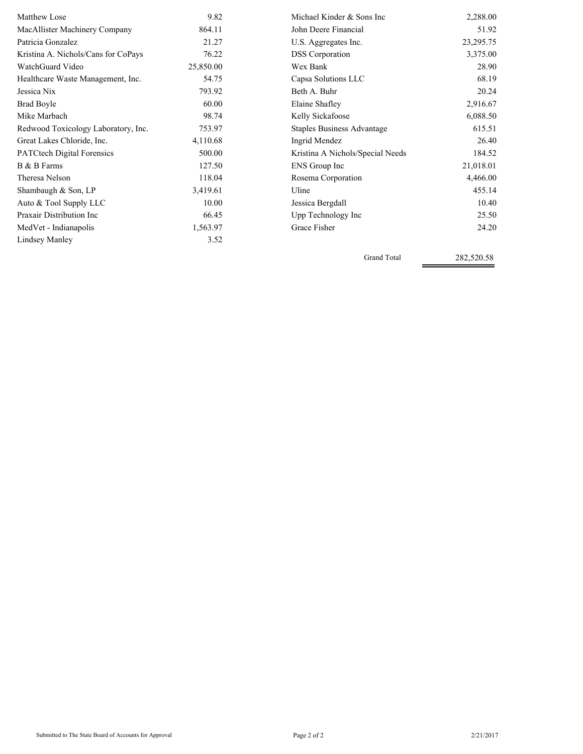| | |
|---|---|
| Matthew Lose | 9.82 |
| MacAllister Machinery Company | 864.11 |
| Patricia Gonzalez | 21.27 |
| Kristina A. Nichols/Cans for CoPays | 76.22 |
| WatchGuard Video | 25,850.00 |
| Healthcare Waste Management, Inc. | 54.75 |
| Jessica Nix | 793.92 |
| Brad Boyle | 60.00 |
| Mike Marbach | 98.74 |
| Redwood Toxicology Laboratory, Inc. | 753.97 |
| Great Lakes Chloride, Inc. | 4,110.68 |
| PATCtech Digital Forensics | 500.00 |
| B & B Farms | 127.50 |
| Theresa Nelson | 118.04 |
| Shambaugh & Son, LP | 3,419.61 |
| Auto & Tool Supply LLC | 10.00 |
| Praxair Distribution Inc | 66.45 |
| MedVet - Indianapolis | 1,563.97 |
| Lindsey Manley | 3.52 |
| Michael Kinder & Sons Inc | 2,288.00 |
| John Deere Financial | 51.92 |
| U.S. Aggregates Inc. | 23,295.75 |
| DSS Corporation | 3,375.00 |
| Wex Bank | 28.90 |
| Capsa Solutions LLC | 68.19 |
| Beth A. Buhr | 20.24 |
| Elaine Shafley | 2,916.67 |
| Kelly Sickafoose | 6,088.50 |
| Staples Business Advantage | 615.51 |
| Ingrid Mendez | 26.40 |
| Kristina A Nichols/Special Needs | 184.52 |
| ENS Group Inc | 21,018.01 |
| Rosema Corporation | 4,466.00 |
| Uline | 455.14 |
| Jessica Bergdall | 10.40 |
| Upp Technology Inc | 25.50 |
| Grace Fisher | 24.20 |
| Grand Total | 282,520.58 |

Submitted to The State Board of Accounts for Approval

2/21/2017